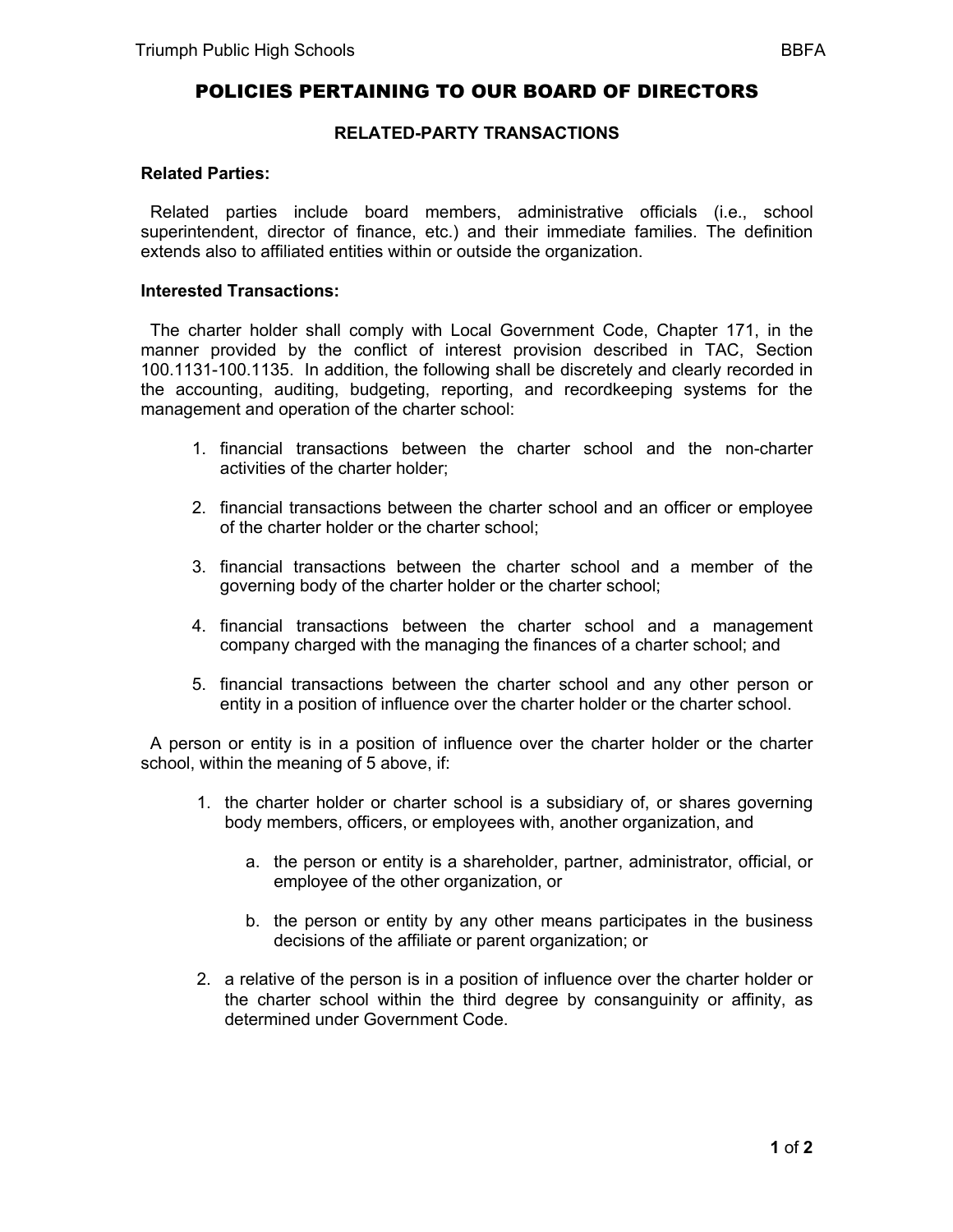# POLICIES PERTAINING TO OUR BOARD OF DIRECTORS

## RELATED-PARTY TRANSACTIONS

**Related Parties:**

Related parties include board members, administrative officials (i.e., school superintendent, director of finance, etc.) and their immediate families. The definition extends also to affiliated entities within or outside the organization.

**Interested Transactions:**

The charter holder shall comply with Local Government Code, Chapter 171, in the manner provided by the conflict of interest provision described in TAC, Section 100.1131-100.1135. In addition, the following shall be discretely and clearly recorded in the accounting, auditing, budgeting, reporting, and recordkeeping systems for the management and operation of the charter school:

1. financial transactions between the charter school and the non-charter activities of the charter holder;
2. financial transactions between the charter school and an officer or employee of the charter holder or the charter school;
3. financial transactions between the charter school and a member of the governing body of the charter holder or the charter school;
4. financial transactions between the charter school and a management company charged with the managing the finances of a charter school; and
5. financial transactions between the charter school and any other person or entity in a position of influence over the charter holder or the charter school.

A person or entity is in a position of influence over the charter holder or the charter school, within the meaning of 5 above, if:

1. the charter holder or charter school is a subsidiary of, or shares governing body members, officers, or employees with, another organization, and
   a. the person or entity is a shareholder, partner, administrator, official, or employee of the other organization, or
   b. the person or entity by any other means participates in the business decisions of the affiliate or parent organization; or
2. a relative of the person is in a position of influence over the charter holder or the charter school within the third degree by consanguinity or affinity, as determined under Government Code.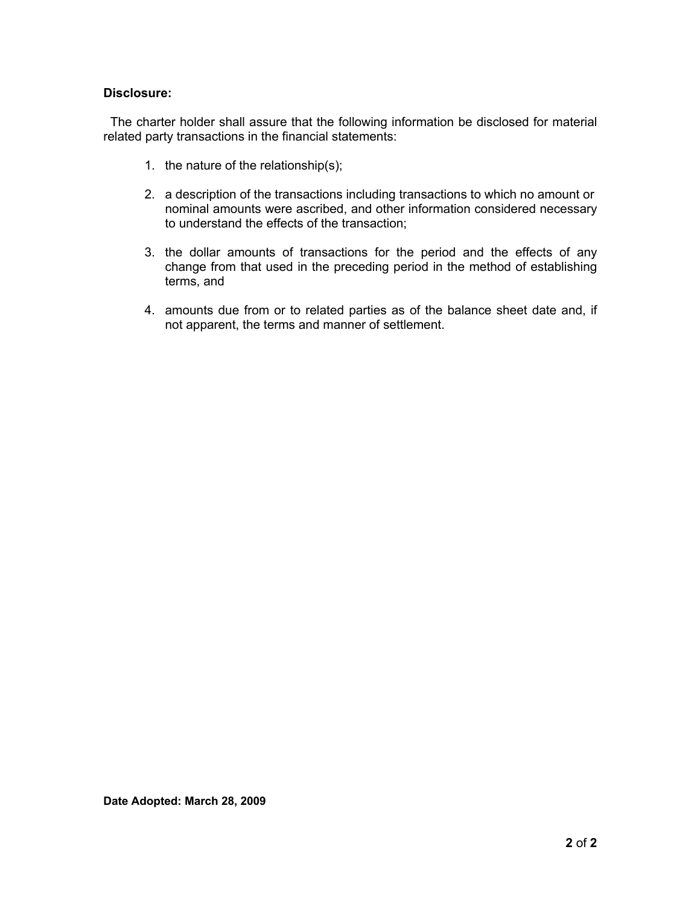**Disclosure:**

The charter holder shall assure that the following information be disclosed for material related party transactions in the financial statements:

1. the nature of the relationship(s);

2. a description of the transactions including transactions to which no amount or nominal amounts were ascribed, and other information considered necessary to understand the effects of the transaction;

3. the dollar amounts of transactions for the period and the effects of any change from that used in the preceding period in the method of establishing terms, and

4. amounts due from or to related parties as of the balance sheet date and, if not apparent, the terms and manner of settlement.

**Date Adopted: March 28, 2009**